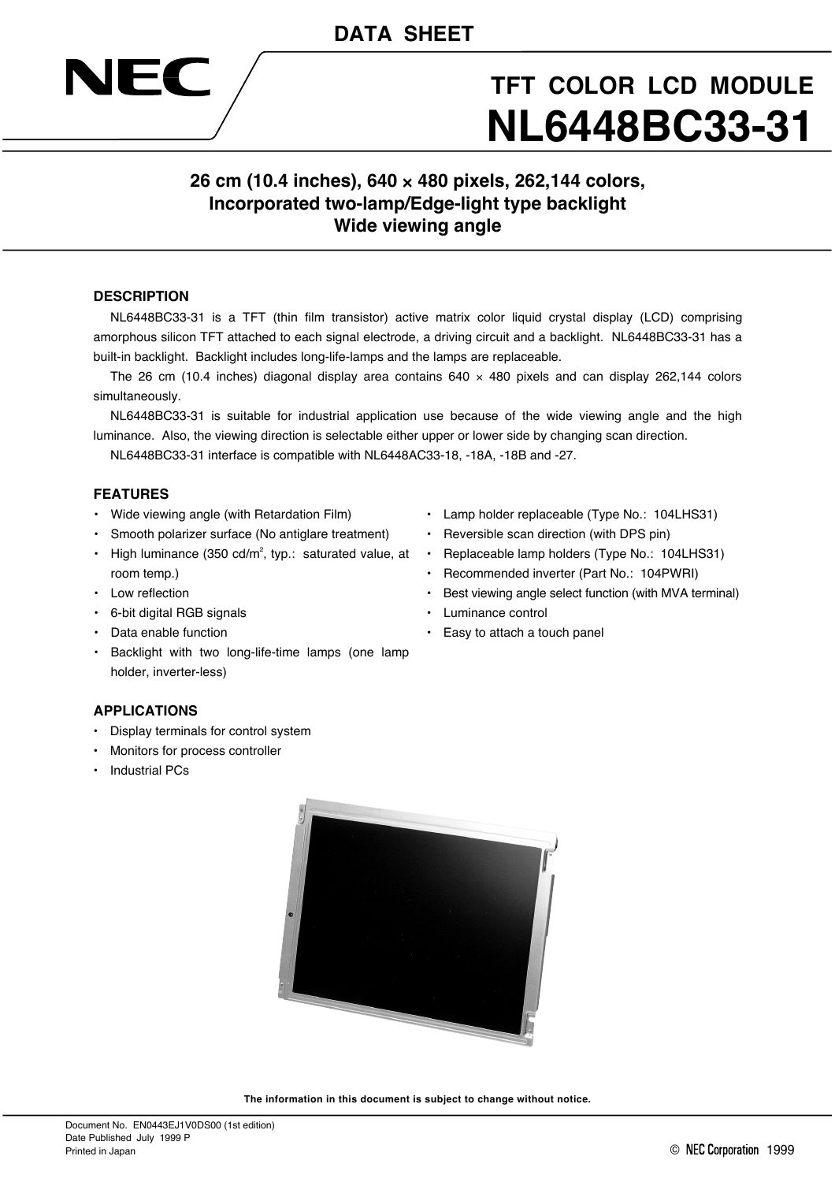DATA SHEET

NEC

# TFT COLOR LCD MODULE
# NL6448BC33-31

## 26 cm (10.4 inches), 640 × 480 pixels, 262,144 colors, Incorporated two-lamp/Edge-light type backlight Wide viewing angle

### DESCRIPTION

NL6448BC33-31 is a TFT (thin film transistor) active matrix color liquid crystal display (LCD) comprising amorphous silicon TFT attached to each signal electrode, a driving circuit and a backlight. NL6448BC33-31 has a built-in backlight. Backlight includes long-life-lamps and the lamps are replaceable.

The 26 cm (10.4 inches) diagonal display area contains 640 × 480 pixels and can display 262,144 colors simultaneously.

NL6448BC33-31 is suitable for industrial application use because of the wide viewing angle and the high luminance. Also, the viewing direction is selectable either upper or lower side by changing scan direction.

NL6448BC33-31 interface is compatible with NL6448AC33-18, -18A, -18B and -27.

### FEATURES

- Wide viewing angle (with Retardation Film)
- Smooth polarizer surface (No antiglare treatment)
- High luminance (350 cd/m$^2$, typ.: saturated value, at room temp.)
- Low reflection
- 6-bit digital RGB signals
- Data enable function
- Backlight with two long-life-time lamps (one lamp holder, inverter-less)
- Lamp holder replaceable (Type No.: 104LHS31)
- Reversible scan direction (with DPS pin)
- Replaceable lamp holders (Type No.: 104LHS31)
- Recommended inverter (Part No.: 104PWRI)
- Best viewing angle select function (with MVA terminal)
- Luminance control
- Easy to attach a touch panel

### APPLICATIONS

- Display terminals for control system
- Monitors for process controller
- Industrial PCs

**The information in this document is subject to change without notice.**

Document No. EN0443EJ1V0DS00 (1st edition)
Date Published July 1999 P
Printed in Japan

© NEC Corporation 1999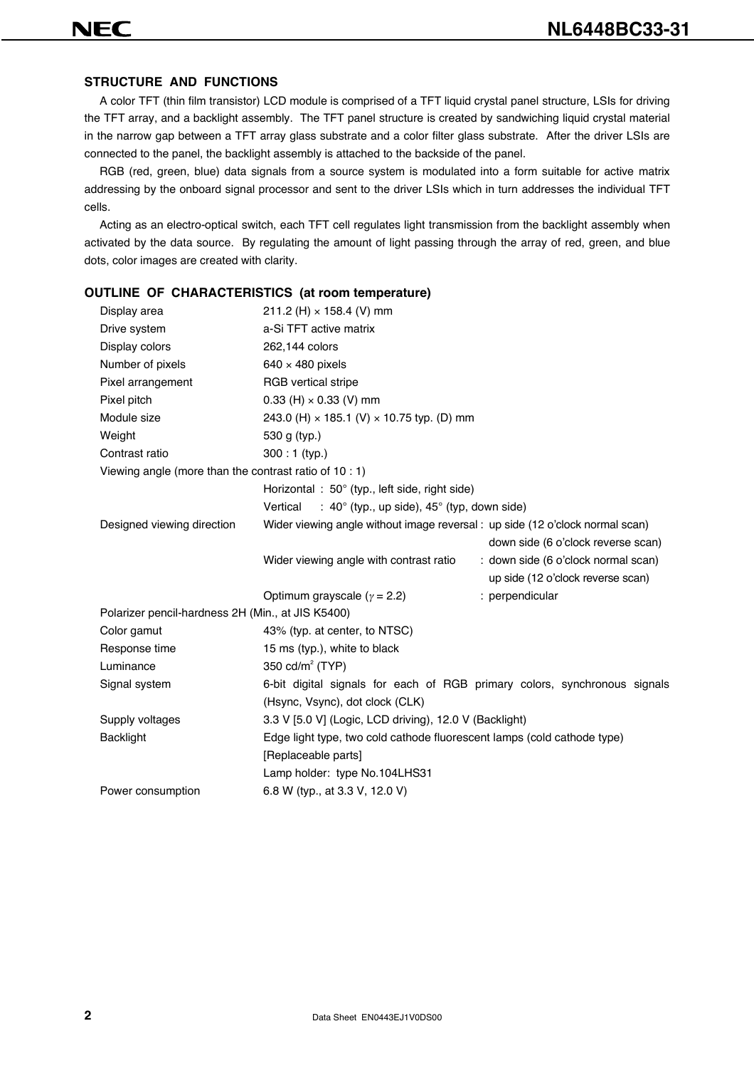## STRUCTURE AND FUNCTIONS

A color TFT (thin film transistor) LCD module is comprised of a TFT liquid crystal panel structure, LSIs for driving the TFT array, and a backlight assembly. The TFT panel structure is created by sandwiching liquid crystal material in the narrow gap between a TFT array glass substrate and a color filter glass substrate. After the driver LSIs are connected to the panel, the backlight assembly is attached to the backside of the panel.

RGB (red, green, blue) data signals from a source system is modulated into a form suitable for active matrix addressing by the onboard signal processor and sent to the driver LSIs which in turn addresses the individual TFT cells.

Acting as an electro-optical switch, each TFT cell regulates light transmission from the backlight assembly when activated by the data source. By regulating the amount of light passing through the array of red, green, and blue dots, color images are created with clarity.

## OUTLINE OF CHARACTERISTICS (at room temperature)

| | | |
|---|---|---|
| Display area | 211.2 (H) × 158.4 (V) mm | |
| Drive system | a-Si TFT active matrix | |
| Display colors | 262,144 colors | |
| Number of pixels | 640 × 480 pixels | |
| Pixel arrangement | RGB vertical stripe | |
| Pixel pitch | 0.33 (H) × 0.33 (V) mm | |
| Module size | 243.0 (H) × 185.1 (V) × 10.75 typ. (D) mm | |
| Weight | 530 g (typ.) | |
| Contrast ratio | 300 : 1 (typ.) | |
| Viewing angle (more than the contrast ratio of 10 : 1) | | |
| | Horizontal : 50° (typ., left side, right side) | |
| | Vertical : 40° (typ., up side), 45° (typ, down side) | |
| Designed viewing direction | Wider viewing angle without image reversal | : up side (12 o'clock normal scan) down side (6 o'clock reverse scan) |
| | Wider viewing angle with contrast ratio | : down side (6 o'clock normal scan) up side (12 o'clock reverse scan) |
| | Optimum grayscale ($\gamma = 2.2$) | : perpendicular |
| Polarizer pencil-hardness 2H (Min., at JIS K5400) | | |
| Color gamut | 43% (typ. at center, to NTSC) | |
| Response time | 15 ms (typ.), white to black | |
| Luminance | 350 cd/m$^2$ (TYP) | |
| Signal system | 6-bit digital signals for each of RGB primary colors, synchronous signals (Hsync, Vsync), dot clock (CLK) | |
| Supply voltages | 3.3 V [5.0 V] (Logic, LCD driving), 12.0 V (Backlight) | |
| Backlight | Edge light type, two cold cathode fluorescent lamps (cold cathode type) [Replaceable parts] Lamp holder: type No.104LHS31 | |
| Power consumption | 6.8 W (typ., at 3.3 V, 12.0 V) | |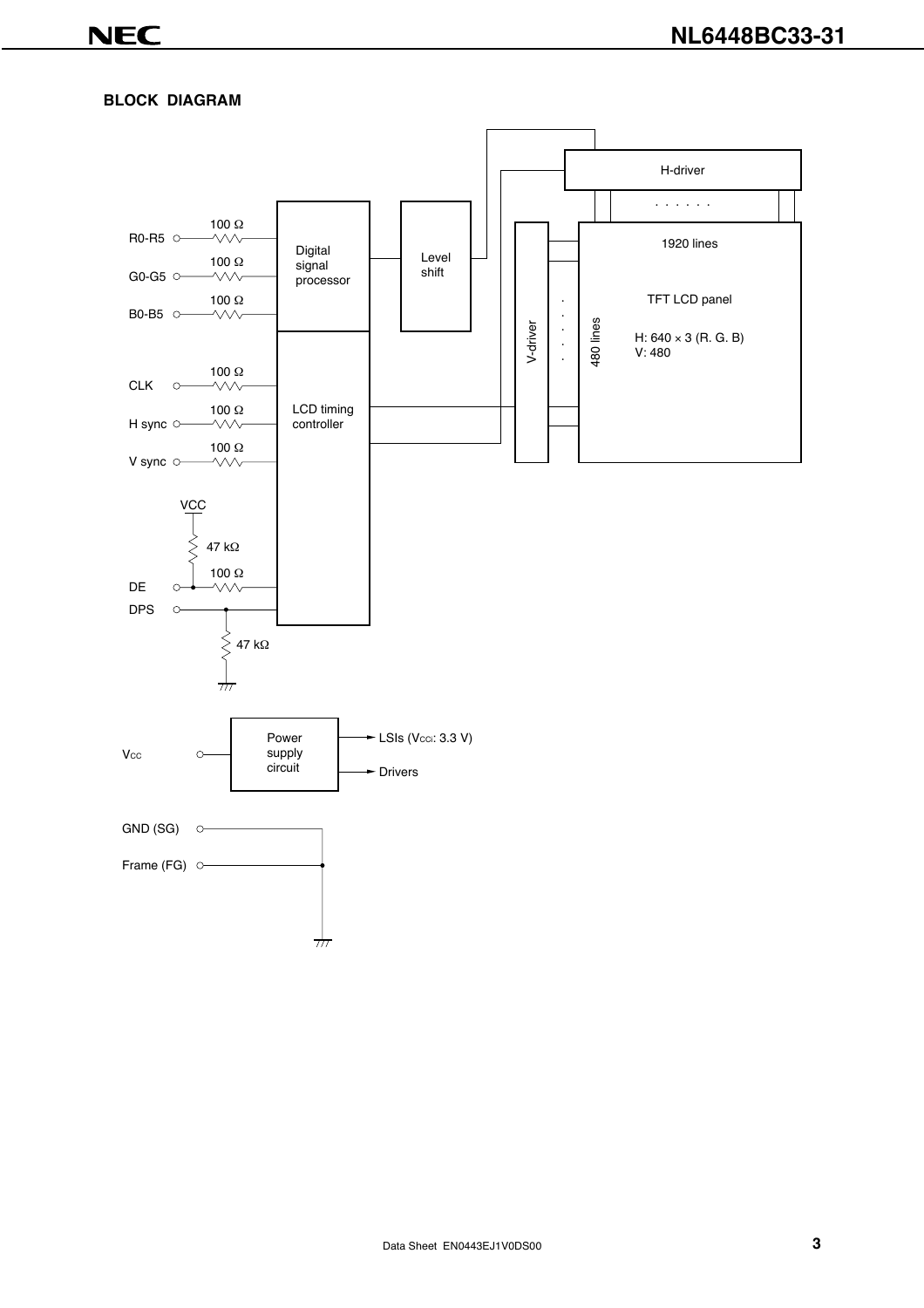## BLOCK DIAGRAM

R0-R5 — 100 Ω
G0-G5 — 100 Ω
B0-B5 — 100 Ω

Digital signal processor

Level shift

H-driver

V-driver

1920 lines

480 lines

TFT LCD panel

H: 640 × 3 (R. G. B)
V: 480

CLK — 100 Ω
H sync — 100 Ω
V sync — 100 Ω

LCD timing controller

VCC

47 kΩ

DE — 100 Ω

DPS

47 kΩ

$V_{CC}$

Power supply circuit

LSIs ($V_{CCI}$: 3.3 V)

Drivers

GND (SG)

Frame (FG)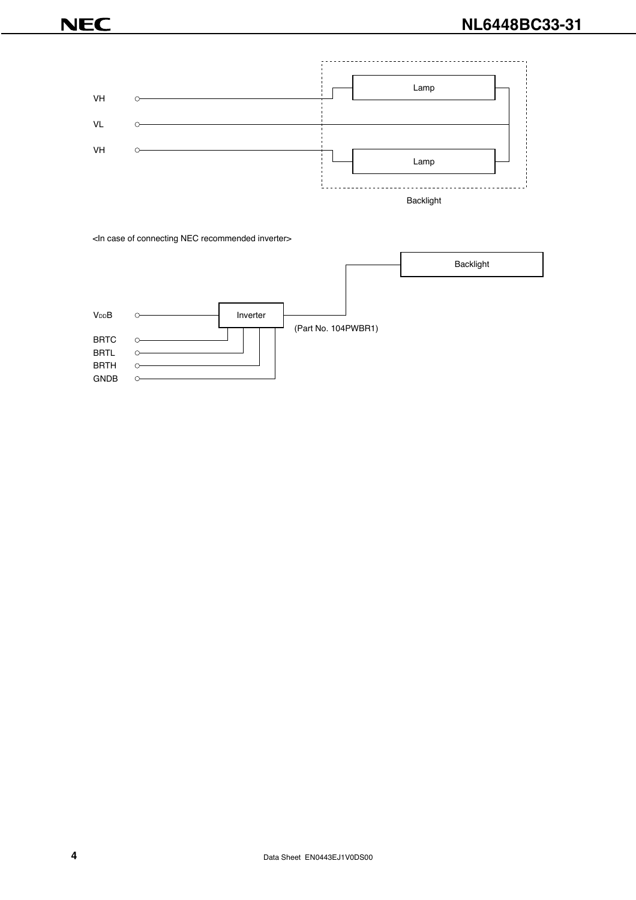VH

VL

VH

Lamp

Lamp

Backlight

<In case of connecting NEC recommended inverter>

Backlight

$V_{DD}B$

BRTC

BRTL

BRTH

GNDB

Inverter

(Part No. 104PWBR1)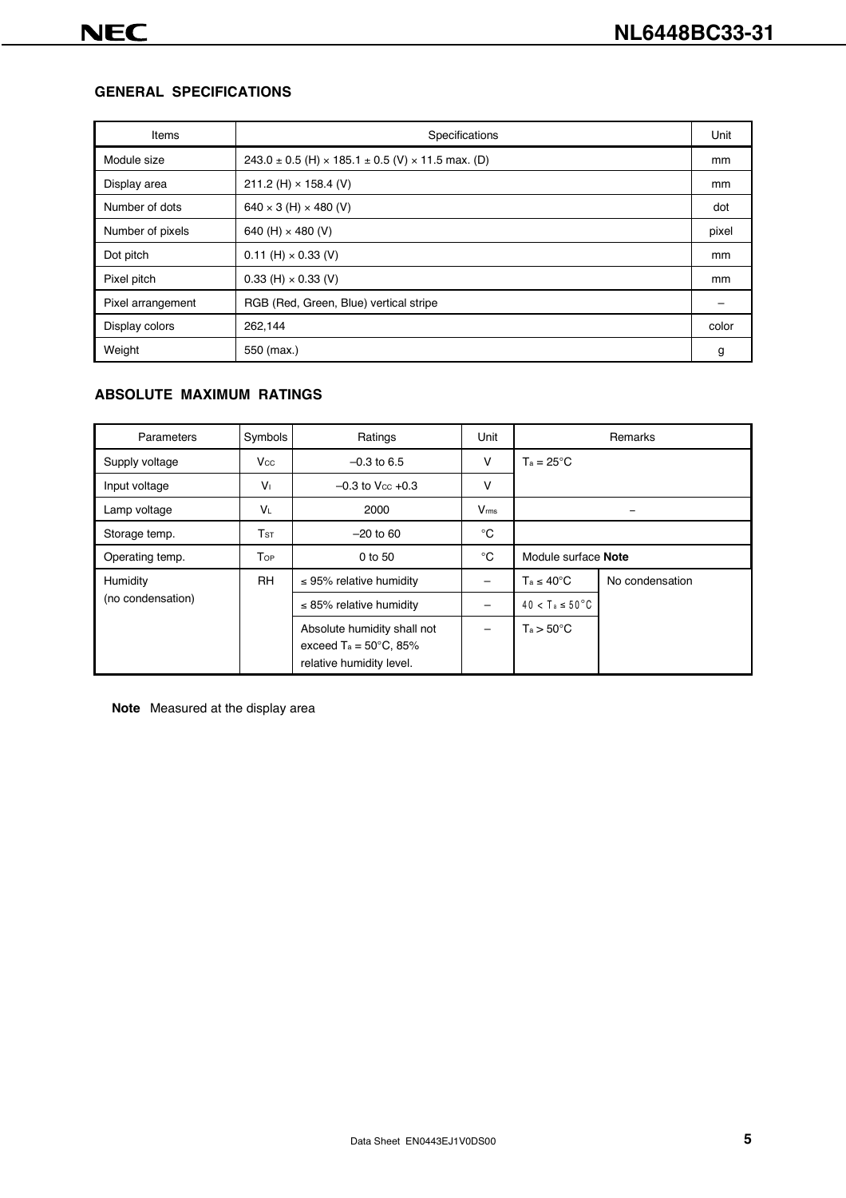## GENERAL SPECIFICATIONS

| Items | Specifications | Unit |
|---|---|---|
| Module size | 243.0 ± 0.5 (H) × 185.1 ± 0.5 (V) × 11.5 max. (D) | mm |
| Display area | 211.2 (H) × 158.4 (V) | mm |
| Number of dots | 640 × 3 (H) × 480 (V) | dot |
| Number of pixels | 640 (H) × 480 (V) | pixel |
| Dot pitch | 0.11 (H) × 0.33 (V) | mm |
| Pixel pitch | 0.33 (H) × 0.33 (V) | mm |
| Pixel arrangement | RGB (Red, Green, Blue) vertical stripe | – |
| Display colors | 262,144 | color |
| Weight | 550 (max.) | g |

## ABSOLUTE MAXIMUM RATINGS

| Parameters | Symbols | Ratings | Unit | Remarks | |
|---|---|---|---|---|---|
| Supply voltage | $V_{CC}$ | –0.3 to 6.5 | V | $T_a = 25°C$ | |
| Input voltage | $V_I$ | –0.3 to $V_{CC}$ +0.3 | V | | |
| Lamp voltage | $V_L$ | 2000 | $V_{rms}$ | – | |
| Storage temp. | $T_{ST}$ | –20 to 60 | °C | | |
| Operating temp. | $T_{OP}$ | 0 to 50 | °C | Module surface **Note** | |
| Humidity (no condensation) | RH | ≤ 95% relative humidity | – | $T_a \leq 40°C$ | No condensation |
| | | ≤ 85% relative humidity | – | $40 < T_a \leq 50°C$ | |
| | | Absolute humidity shall not exceed $T_a = 50°C$, 85% relative humidity level. | – | $T_a > 50°C$ | |

**Note** Measured at the display area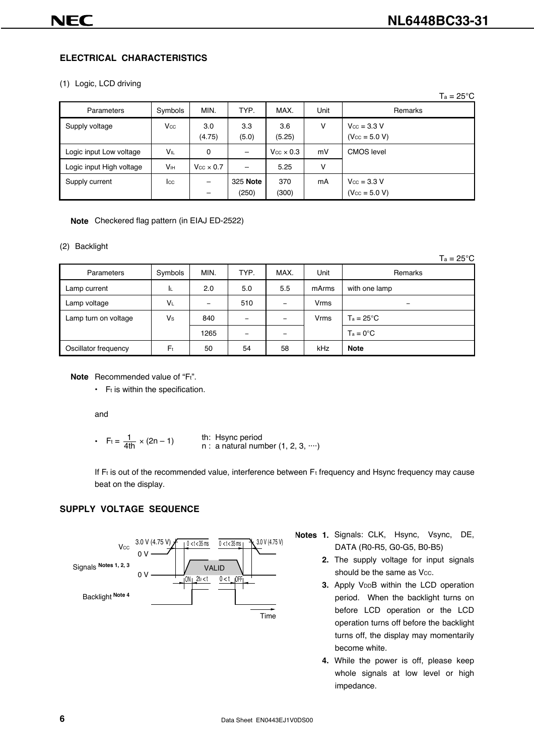## ELECTRICAL CHARACTERISTICS

(1) Logic, LCD driving

$T_a$ = 25°C

| Parameters | Symbols | MIN. | TYP. | MAX. | Unit | Remarks |
|---|---|---|---|---|---|---|
| Supply voltage | $V_{CC}$ | 3.0 (4.75) | 3.3 (5.0) | 3.6 (5.25) | V | $V_{CC}$ = 3.3 V ($V_{CC}$ = 5.0 V) |
| Logic input Low voltage | $V_{IL}$ | 0 | – | $V_{CC}$ × 0.3 | mV | CMOS level |
| Logic input High voltage | $V_{IH}$ | $V_{CC}$ × 0.7 | – | 5.25 | V | |
| Supply current | $I_{CC}$ | – – | 325 **Note** (250) | 370 (300) | mA | $V_{CC}$ = 3.3 V ($V_{CC}$ = 5.0 V) |

**Note** Checkered flag pattern (in EIAJ ED-2522)

(2) Backlight

$T_a$ = 25°C

| Parameters | Symbols | MIN. | TYP. | MAX. | Unit | Remarks |
|---|---|---|---|---|---|---|
| Lamp current | $I_L$ | 2.0 | 5.0 | 5.5 | mArms | with one lamp |
| Lamp voltage | $V_L$ | – | 510 | – | Vrms | – |
| Lamp turn on voltage | $V_S$ | 840 | – | – | Vrms | $T_a$ = 25°C |
| | | 1265 | – | – | | $T_a$ = 0°C |
| Oscillator frequency | $F_t$ | 50 | 54 | 58 | kHz | **Note** |

**Note** Recommended value of "$F_t$".

- $F_t$ is within the specification.

and

- $F_t = \frac{1}{4th} \times (2n - 1)$     th: Hsync period
  n : a natural number (1, 2, 3, ····)

If $F_t$ is out of the recommended value, interference between $F_t$ frequency and Hsync frequency may cause beat on the display.

## SUPPLY VOLTAGE SEQUENCE

$V_{CC}$: 3.0 V (4.75 V), 0 V; 0 < t < 35 ms; 0 < t < 35 ms; 3.0 V (4.75 V)

Signals **Notes 1, 2, 3**: 0 V; VALID; ON; $2t_V$ < t; 0 < t; OFF

Backlight **Note 4**

Time

**Notes 1.** Signals: CLK, Hsync, Vsync, DE, DATA (R0-R5, G0-G5, B0-B5)

**2.** The supply voltage for input signals should be the same as $V_{CC}$.

**3.** Apply $V_{DD}B$ within the LCD operation period. When the backlight turns on before LCD operation or the LCD operation turns off before the backlight turns off, the display may momentarily become white.

**4.** While the power is off, please keep whole signals at low level or high impedance.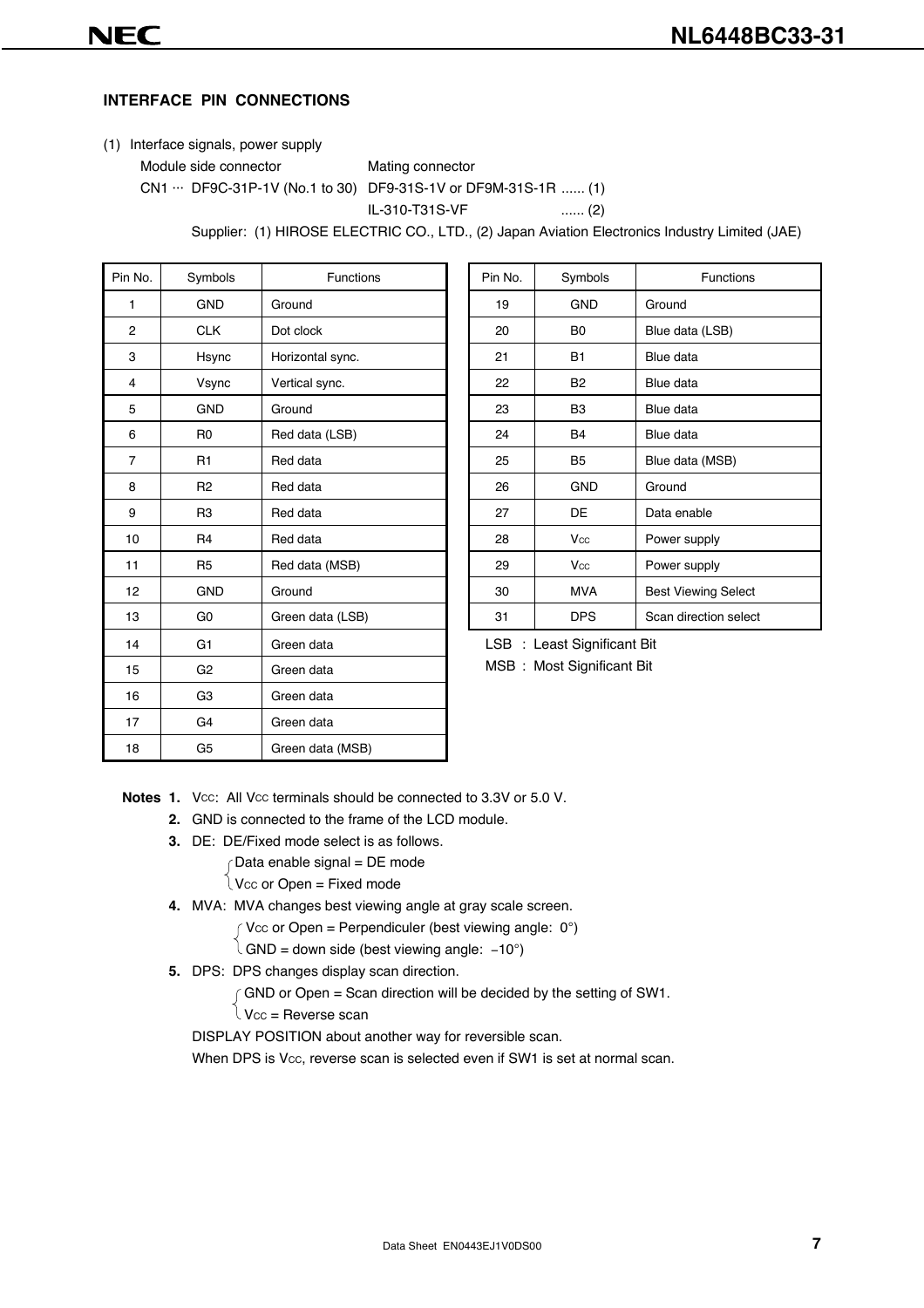## INTERFACE PIN CONNECTIONS

(1) Interface signals, power supply

Module side connector — Mating connector

CN1 ··· DF9C-31P-1V (No.1 to 30) — DF9-31S-1V or DF9M-31S-1R ...... (1)

IL-310-T31S-VF ...... (2)

Supplier: (1) HIROSE ELECTRIC CO., LTD., (2) Japan Aviation Electronics Industry Limited (JAE)

| Pin No. | Symbols | Functions |
|---|---|---|
| 1 | GND | Ground |
| 2 | CLK | Dot clock |
| 3 | Hsync | Horizontal sync. |
| 4 | Vsync | Vertical sync. |
| 5 | GND | Ground |
| 6 | R0 | Red data (LSB) |
| 7 | R1 | Red data |
| 8 | R2 | Red data |
| 9 | R3 | Red data |
| 10 | R4 | Red data |
| 11 | R5 | Red data (MSB) |
| 12 | GND | Ground |
| 13 | G0 | Green data (LSB) |
| 14 | G1 | Green data |
| 15 | G2 | Green data |
| 16 | G3 | Green data |
| 17 | G4 | Green data |
| 18 | G5 | Green data (MSB) |
| 19 | GND | Ground |
| 20 | B0 | Blue data (LSB) |
| 21 | B1 | Blue data |
| 22 | B2 | Blue data |
| 23 | B3 | Blue data |
| 24 | B4 | Blue data |
| 25 | B5 | Blue data (MSB) |
| 26 | GND | Ground |
| 27 | DE | Data enable |
| 28 | $V_{CC}$ | Power supply |
| 29 | $V_{CC}$ | Power supply |
| 30 | MVA | Best Viewing Select |
| 31 | DPS | Scan direction select |

LSB : Least Significant Bit
MSB : Most Significant Bit

**Notes 1.** $V_{CC}$: All $V_{CC}$ terminals should be connected to 3.3V or 5.0 V.

**2.** GND is connected to the frame of the LCD module.

**3.** DE: DE/Fixed mode select is as follows.
- Data enable signal = DE mode
- $V_{CC}$ or Open = Fixed mode

**4.** MVA: MVA changes best viewing angle at gray scale screen.
- $V_{CC}$ or Open = Perpendiculer (best viewing angle: 0°)
- GND = down side (best viewing angle: −10°)

**5.** DPS: DPS changes display scan direction.
- GND or Open = Scan direction will be decided by the setting of SW1.
- $V_{CC}$ = Reverse scan

DISPLAY POSITION about another way for reversible scan.
When DPS is $V_{CC}$, reverse scan is selected even if SW1 is set at normal scan.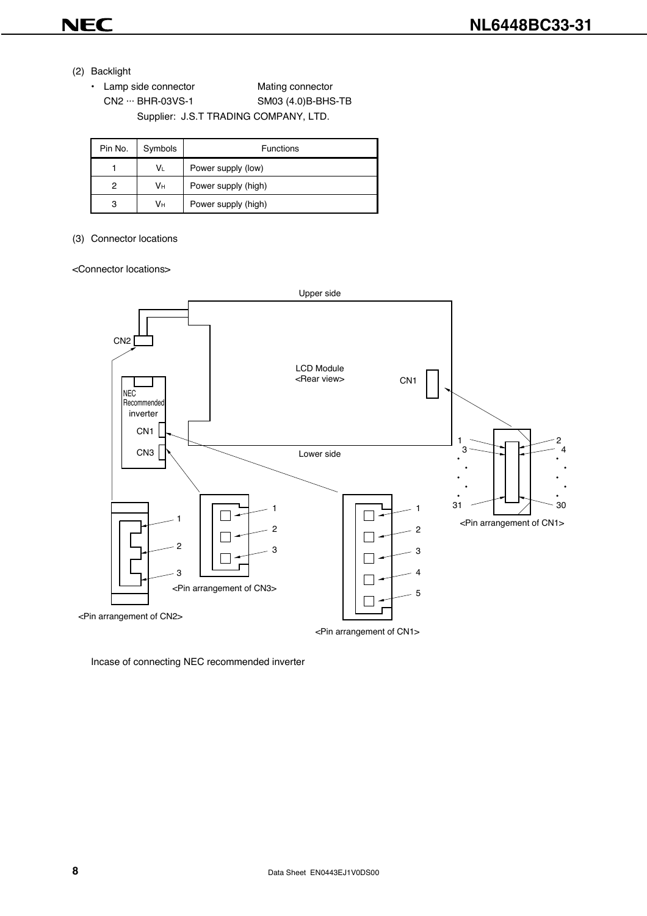(2) Backlight

- Lamp side connector　　　　　　　Mating connector
  CN2 ··· BHR-03VS-1　　　　　　SM03 (4.0)B-BHS-TB
  Supplier: J.S.T TRADING COMPANY, LTD.

| Pin No. | Symbols | Functions |
|---|---|---|
| 1 | $V_L$ | Power supply (low) |
| 2 | $V_H$ | Power supply (high) |
| 3 | $V_H$ | Power supply (high) |

(3) Connector locations

<Connector locations>

Upper side

LCD Module
<Rear view>

CN1

CN2

NEC Recommended inverter

CN1

CN3

Lower side

<Pin arrangement of CN1>

<Pin arrangement of CN3>

<Pin arrangement of CN2>

<Pin arrangement of CN1>

Incase of connecting NEC recommended inverter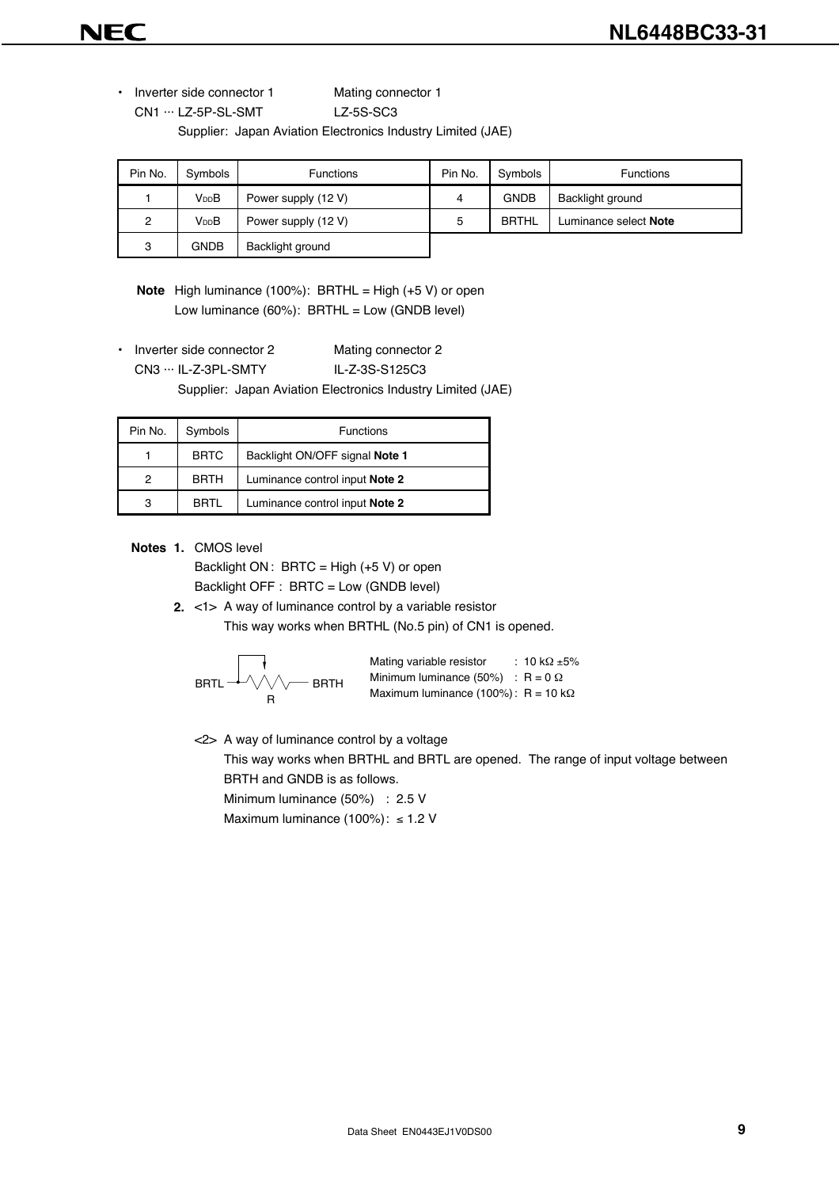- Inverter side connector 1 Mating connector 1
  CN1 ··· LZ-5P-SL-SMT LZ-5S-SC3
  Supplier: Japan Aviation Electronics Industry Limited (JAE)

| Pin No. | Symbols | Functions | Pin No. | Symbols | Functions |
|---|---|---|---|---|---|
| 1 | $V_{DD}B$ | Power supply (12 V) | 4 | GNDB | Backlight ground |
| 2 | $V_{DD}B$ | Power supply (12 V) | 5 | BRTHL | Luminance select **Note** |
| 3 | GNDB | Backlight ground | | | |

**Note** High luminance (100%): BRTHL = High (+5 V) or open
Low luminance (60%): BRTHL = Low (GNDB level)

- Inverter side connector 2 Mating connector 2
  CN3 ··· IL-Z-3PL-SMTY IL-Z-3S-S125C3
  Supplier: Japan Aviation Electronics Industry Limited (JAE)

| Pin No. | Symbols | Functions |
|---|---|---|
| 1 | BRTC | Backlight ON/OFF signal **Note 1** |
| 2 | BRTH | Luminance control input **Note 2** |
| 3 | BRTL | Luminance control input **Note 2** |

**Notes 1.** CMOS level
Backlight ON : BRTC = High (+5 V) or open
Backlight OFF : BRTC = Low (GNDB level)

**2.** <1> A way of luminance control by a variable resistor
This way works when BRTHL (No.5 pin) of CN1 is opened.

BRTL —R— BRTH

Mating variable resistor : 10 kΩ ±5%
Minimum luminance (50%) : R = 0 Ω
Maximum luminance (100%) : R = 10 kΩ

<2> A way of luminance control by a voltage
This way works when BRTHL and BRTL are opened. The range of input voltage between BRTH and GNDB is as follows.
Minimum luminance (50%) : 2.5 V
Maximum luminance (100%) : ≤ 1.2 V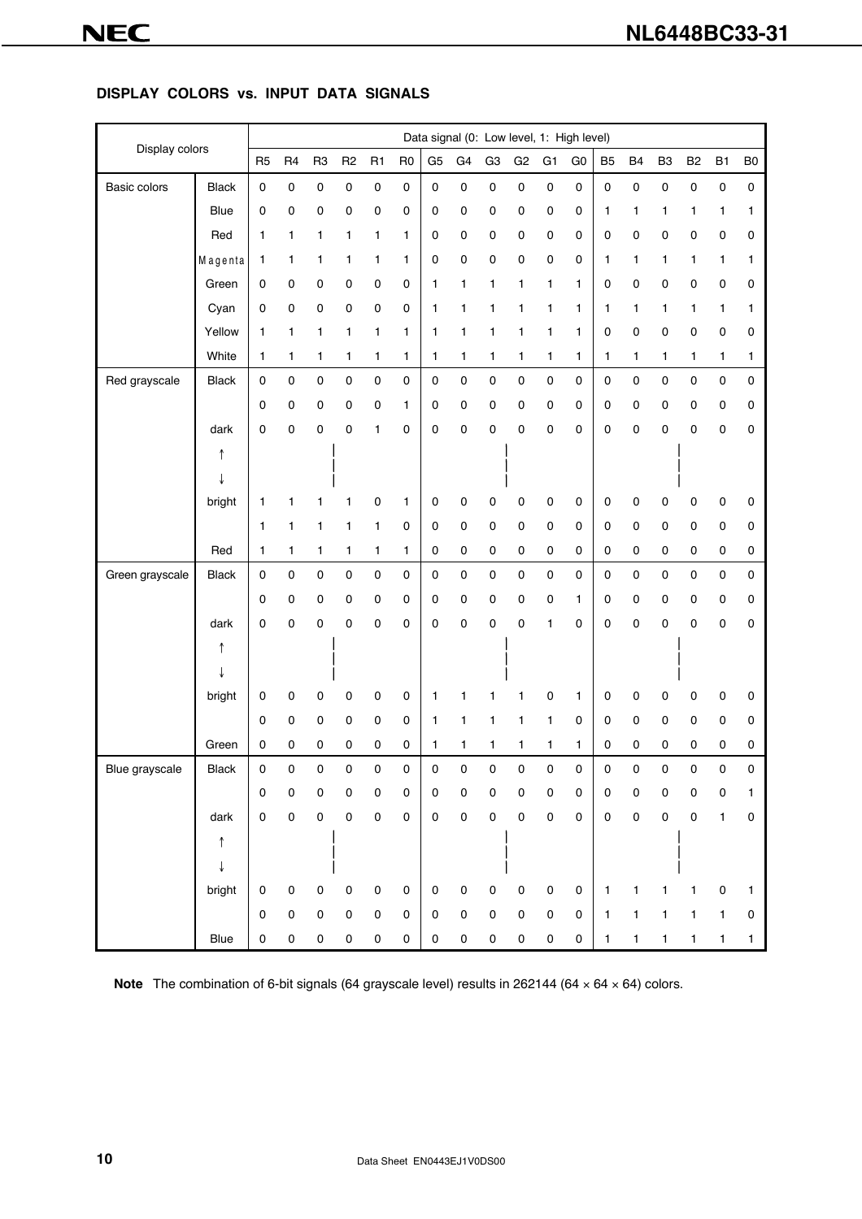## DISPLAY COLORS vs. INPUT DATA SIGNALS

| Display colors | | Data signal (0: Low level, 1: High level) | | | | | | | | | | | | | | | | | |
|---|---|---|---|---|---|---|---|---|---|---|---|---|---|---|---|---|---|---|---|
| | | R5 | R4 | R3 | R2 | R1 | R0 | G5 | G4 | G3 | G2 | G1 | G0 | B5 | B4 | B3 | B2 | B1 | B0 |
| Basic colors | Black | 0 | 0 | 0 | 0 | 0 | 0 | 0 | 0 | 0 | 0 | 0 | 0 | 0 | 0 | 0 | 0 | 0 | 0 |
| | Blue | 0 | 0 | 0 | 0 | 0 | 0 | 0 | 0 | 0 | 0 | 0 | 0 | 1 | 1 | 1 | 1 | 1 | 1 |
| | Red | 1 | 1 | 1 | 1 | 1 | 1 | 0 | 0 | 0 | 0 | 0 | 0 | 0 | 0 | 0 | 0 | 0 | 0 |
| | Magenta | 1 | 1 | 1 | 1 | 1 | 1 | 0 | 0 | 0 | 0 | 0 | 0 | 1 | 1 | 1 | 1 | 1 | 1 |
| | Green | 0 | 0 | 0 | 0 | 0 | 0 | 1 | 1 | 1 | 1 | 1 | 1 | 0 | 0 | 0 | 0 | 0 | 0 |
| | Cyan | 0 | 0 | 0 | 0 | 0 | 0 | 1 | 1 | 1 | 1 | 1 | 1 | 1 | 1 | 1 | 1 | 1 | 1 |
| | Yellow | 1 | 1 | 1 | 1 | 1 | 1 | 1 | 1 | 1 | 1 | 1 | 1 | 0 | 0 | 0 | 0 | 0 | 0 |
| | White | 1 | 1 | 1 | 1 | 1 | 1 | 1 | 1 | 1 | 1 | 1 | 1 | 1 | 1 | 1 | 1 | 1 | 1 |
| Red grayscale | Black | 0 | 0 | 0 | 0 | 0 | 0 | 0 | 0 | 0 | 0 | 0 | 0 | 0 | 0 | 0 | 0 | 0 | 0 |
| | | 0 | 0 | 0 | 0 | 0 | 1 | 0 | 0 | 0 | 0 | 0 | 0 | 0 | 0 | 0 | 0 | 0 | 0 |
| | dark | 0 | 0 | 0 | 0 | 1 | 0 | 0 | 0 | 0 | 0 | 0 | 0 | 0 | 0 | 0 | 0 | 0 | 0 |
| | ↑ | | | | | | | | | | | | | | | | | | |
| | ↓ | | | | | | | | | | | | | | | | | | |
| | bright | 1 | 1 | 1 | 1 | 0 | 1 | 0 | 0 | 0 | 0 | 0 | 0 | 0 | 0 | 0 | 0 | 0 | 0 |
| | | 1 | 1 | 1 | 1 | 1 | 0 | 0 | 0 | 0 | 0 | 0 | 0 | 0 | 0 | 0 | 0 | 0 | 0 |
| | Red | 1 | 1 | 1 | 1 | 1 | 1 | 0 | 0 | 0 | 0 | 0 | 0 | 0 | 0 | 0 | 0 | 0 | 0 |
| Green grayscale | Black | 0 | 0 | 0 | 0 | 0 | 0 | 0 | 0 | 0 | 0 | 0 | 0 | 0 | 0 | 0 | 0 | 0 | 0 |
| | | 0 | 0 | 0 | 0 | 0 | 0 | 0 | 0 | 0 | 0 | 0 | 1 | 0 | 0 | 0 | 0 | 0 | 0 |
| | dark | 0 | 0 | 0 | 0 | 0 | 0 | 0 | 0 | 0 | 0 | 1 | 0 | 0 | 0 | 0 | 0 | 0 | 0 |
| | ↑ | | | | | | | | | | | | | | | | | | |
| | ↓ | | | | | | | | | | | | | | | | | | |
| | bright | 0 | 0 | 0 | 0 | 0 | 0 | 1 | 1 | 1 | 1 | 0 | 1 | 0 | 0 | 0 | 0 | 0 | 0 |
| | | 0 | 0 | 0 | 0 | 0 | 0 | 1 | 1 | 1 | 1 | 1 | 0 | 0 | 0 | 0 | 0 | 0 | 0 |
| | Green | 0 | 0 | 0 | 0 | 0 | 0 | 1 | 1 | 1 | 1 | 1 | 1 | 0 | 0 | 0 | 0 | 0 | 0 |
| Blue grayscale | Black | 0 | 0 | 0 | 0 | 0 | 0 | 0 | 0 | 0 | 0 | 0 | 0 | 0 | 0 | 0 | 0 | 0 | 0 |
| | | 0 | 0 | 0 | 0 | 0 | 0 | 0 | 0 | 0 | 0 | 0 | 0 | 0 | 0 | 0 | 0 | 0 | 1 |
| | dark | 0 | 0 | 0 | 0 | 0 | 0 | 0 | 0 | 0 | 0 | 0 | 0 | 0 | 0 | 0 | 0 | 1 | 0 |
| | ↑ | | | | | | | | | | | | | | | | | | |
| | ↓ | | | | | | | | | | | | | | | | | | |
| | bright | 0 | 0 | 0 | 0 | 0 | 0 | 0 | 0 | 0 | 0 | 0 | 0 | 1 | 1 | 1 | 1 | 0 | 1 |
| | | 0 | 0 | 0 | 0 | 0 | 0 | 0 | 0 | 0 | 0 | 0 | 0 | 1 | 1 | 1 | 1 | 1 | 0 |
| | Blue | 0 | 0 | 0 | 0 | 0 | 0 | 0 | 0 | 0 | 0 | 0 | 0 | 1 | 1 | 1 | 1 | 1 | 1 |

**Note** The combination of 6-bit signals (64 grayscale level) results in 262144 (64 × 64 × 64) colors.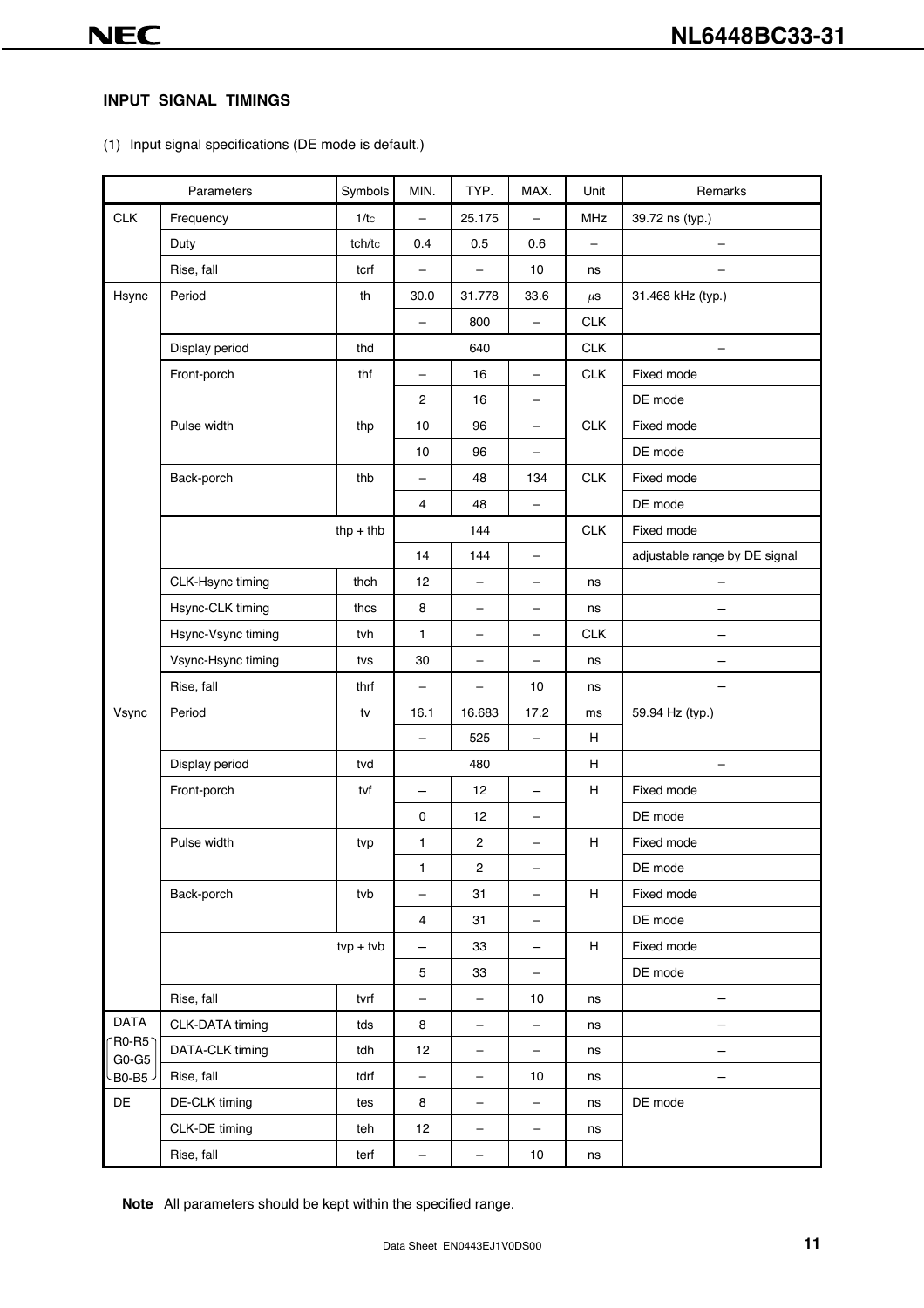## INPUT SIGNAL TIMINGS

(1) Input signal specifications (DE mode is default.)

| Parameters | | Symbols | MIN. | TYP. | MAX. | Unit | Remarks |
|---|---|---|---|---|---|---|---|
| CLK | Frequency | 1/tc | – | 25.175 | – | MHz | 39.72 ns (typ.) |
| | Duty | tch/tc | 0.4 | 0.5 | 0.6 | – | – |
| | Rise, fall | tcrf | – | – | 10 | ns | – |
| Hsync | Period | th | 30.0 | 31.778 | 33.6 | μs | 31.468 kHz (typ.) |
| | | | – | 800 | – | CLK | |
| | Display period | thd | | 640 | | CLK | – |
| | Front-porch | thf | – | 16 | – | CLK | Fixed mode |
| | | | 2 | 16 | – | | DE mode |
| | Pulse width | thp | 10 | 96 | – | CLK | Fixed mode |
| | | | 10 | 96 | – | | DE mode |
| | Back-porch | thb | – | 48 | 134 | CLK | Fixed mode |
| | | | 4 | 48 | – | | DE mode |
| | | thp + thb | | 144 | | CLK | Fixed mode |
| | | | 14 | 144 | – | | adjustable range by DE signal |
| | CLK-Hsync timing | thch | 12 | – | – | ns | – |
| | Hsync-CLK timing | thcs | 8 | – | – | ns | – |
| | Hsync-Vsync timing | tvh | 1 | – | – | CLK | – |
| | Vsync-Hsync timing | tvs | 30 | – | – | ns | – |
| | Rise, fall | thrf | – | – | 10 | ns | – |
| Vsync | Period | tv | 16.1 | 16.683 | 17.2 | ms | 59.94 Hz (typ.) |
| | | | – | 525 | – | H | |
| | Display period | tvd | | 480 | | H | – |
| | Front-porch | tvf | – | 12 | – | H | Fixed mode |
| | | | 0 | 12 | – | | DE mode |
| | Pulse width | tvp | 1 | 2 | – | H | Fixed mode |
| | | | 1 | 2 | – | | DE mode |
| | Back-porch | tvb | – | 31 | – | H | Fixed mode |
| | | | 4 | 31 | – | | DE mode |
| | | tvp + tvb | – | 33 | – | H | Fixed mode |
| | | | 5 | 33 | – | | DE mode |
| | Rise, fall | tvrf | – | – | 10 | ns | – |
| DATA (R0-R5, G0-G5, B0-B5) | CLK-DATA timing | tds | 8 | – | – | ns | – |
| | DATA-CLK timing | tdh | 12 | – | – | ns | – |
| | Rise, fall | tdrf | – | – | 10 | ns | – |
| DE | DE-CLK timing | tes | 8 | – | – | ns | DE mode |
| | CLK-DE timing | teh | 12 | – | – | ns | |
| | Rise, fall | terf | – | – | 10 | ns | |

**Note** All parameters should be kept within the specified range.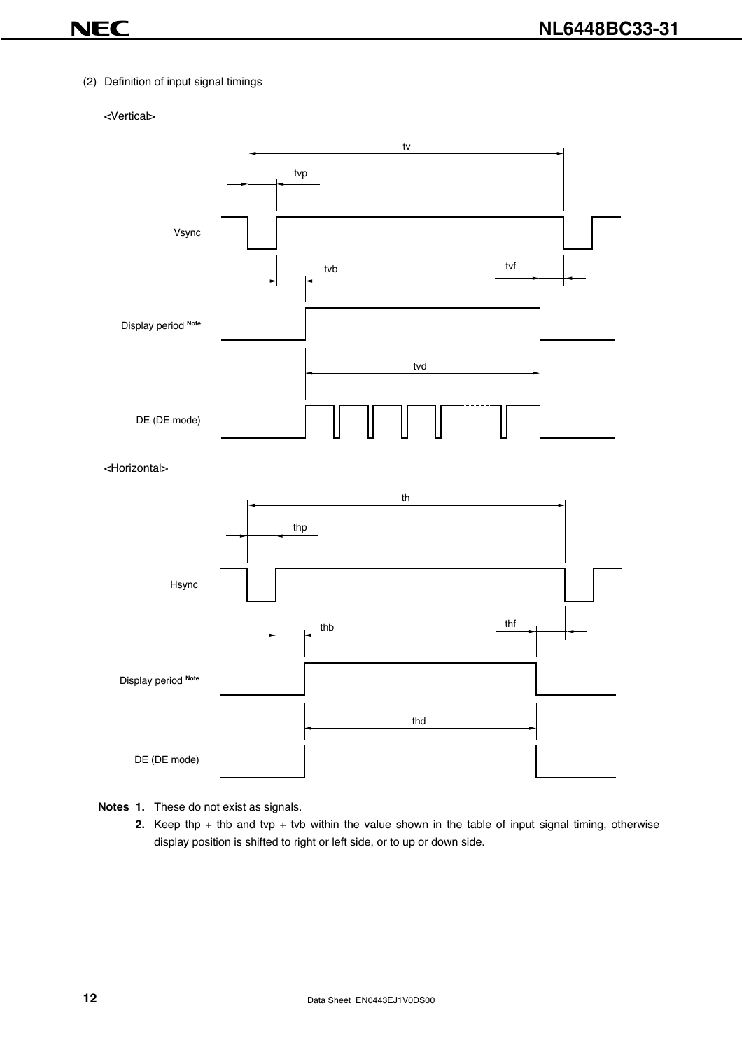(2) Definition of input signal timings

<Vertical>

tv

tvp

Vsync

tvb

tvf

Display period Note

tvd

DE (DE mode)

<Horizontal>

th

thp

Hsync

thb

thf

Display period Note

thd

DE (DE mode)

**Notes 1.** These do not exist as signals.

**2.** Keep thp + thb and tvp + tvb within the value shown in the table of input signal timing, otherwise display position is shifted to right or left side, or to up or down side.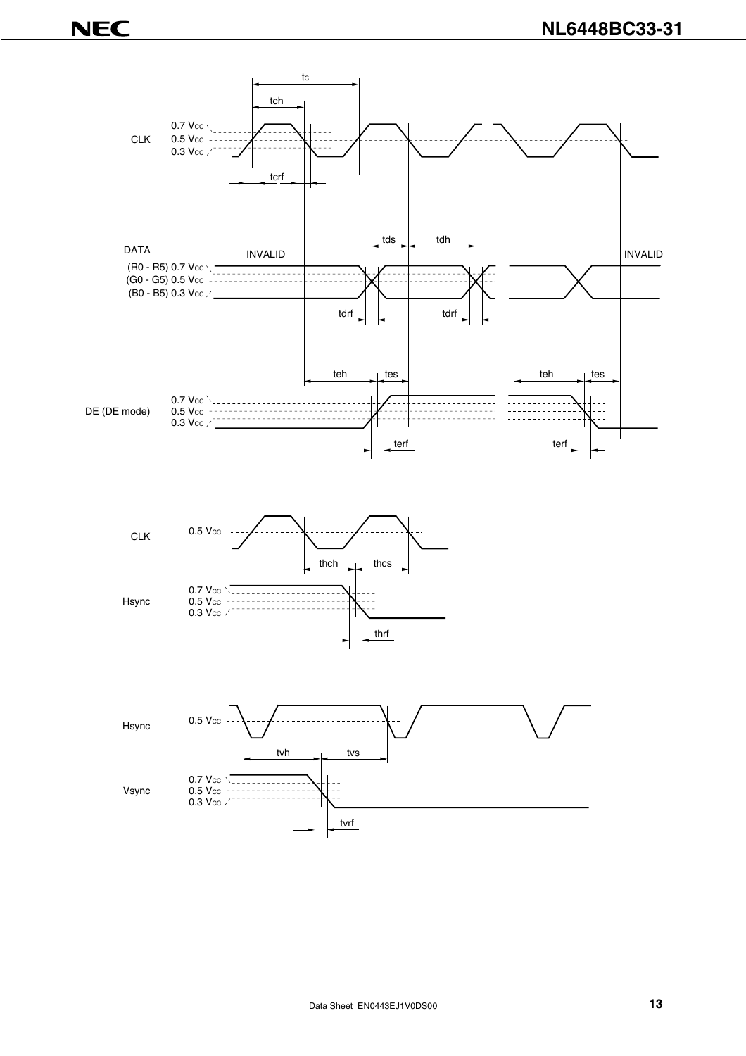CLK 0.7 $V_{CC}$ 0.5 $V_{CC}$ 0.3 $V_{CC}$ tc tch tcrf

DATA (R0 - R5) 0.7 $V_{CC}$ (G0 - G5) 0.5 $V_{CC}$ (B0 - B5) 0.3 $V_{CC}$ INVALID tds tdh tdrf tdrf INVALID

DE (DE mode) 0.7 $V_{CC}$ 0.5 $V_{CC}$ 0.3 $V_{CC}$ teh tes terf teh tes terf

CLK 0.5 $V_{CC}$ thch thcs

Hsync 0.7 $V_{CC}$ 0.5 $V_{CC}$ 0.3 $V_{CC}$ thrf

Hsync 0.5 $V_{CC}$ tvh tvs

Vsync 0.7 $V_{CC}$ 0.5 $V_{CC}$ 0.3 $V_{CC}$ tvrf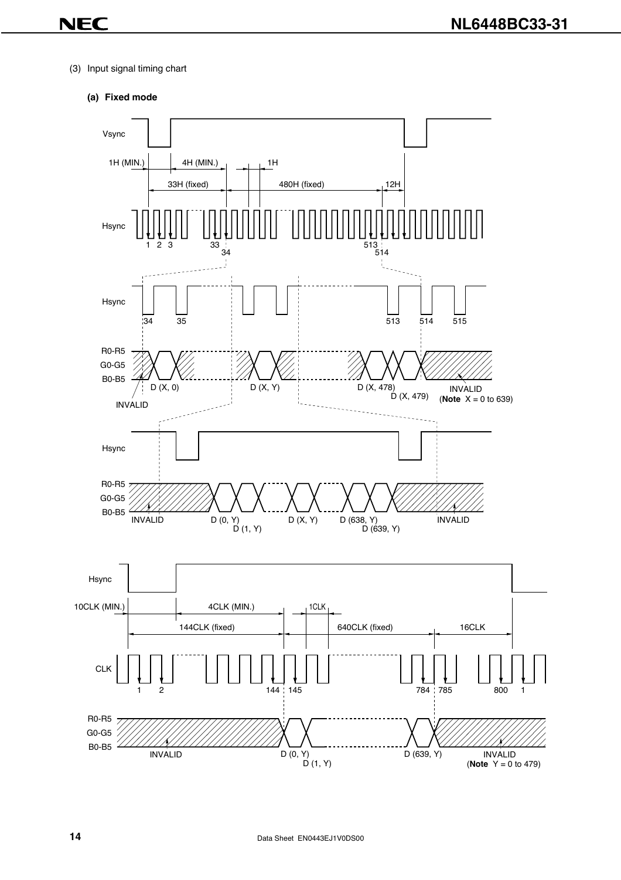(3) Input signal timing chart

**(a) Fixed mode**

Vsync

1H (MIN.) 4H (MIN.) 1H

33H (fixed) 480H (fixed) 12H

Hsync

1 2 3 33 34 513 514

Hsync

34 35 513 514 515

R0-R5
G0-G5
B0-B5

D (X, 0) D (X, Y) D (X, 478) D (X, 479)

INVALID INVALID (**Note** X = 0 to 639)

Hsync

R0-R5
G0-G5
B0-B5

INVALID D (0, Y) D (1, Y) D (X, Y) D (638, Y) D (639, Y) INVALID

Hsync

10CLK (MIN.) 4CLK (MIN.) 1CLK

144CLK (fixed) 640CLK (fixed) 16CLK

CLK

1 2 144 145 784 785 800 1

R0-R5
G0-G5
B0-B5

INVALID D (0, Y) D (1, Y) D (639, Y) INVALID (**Note** Y = 0 to 479)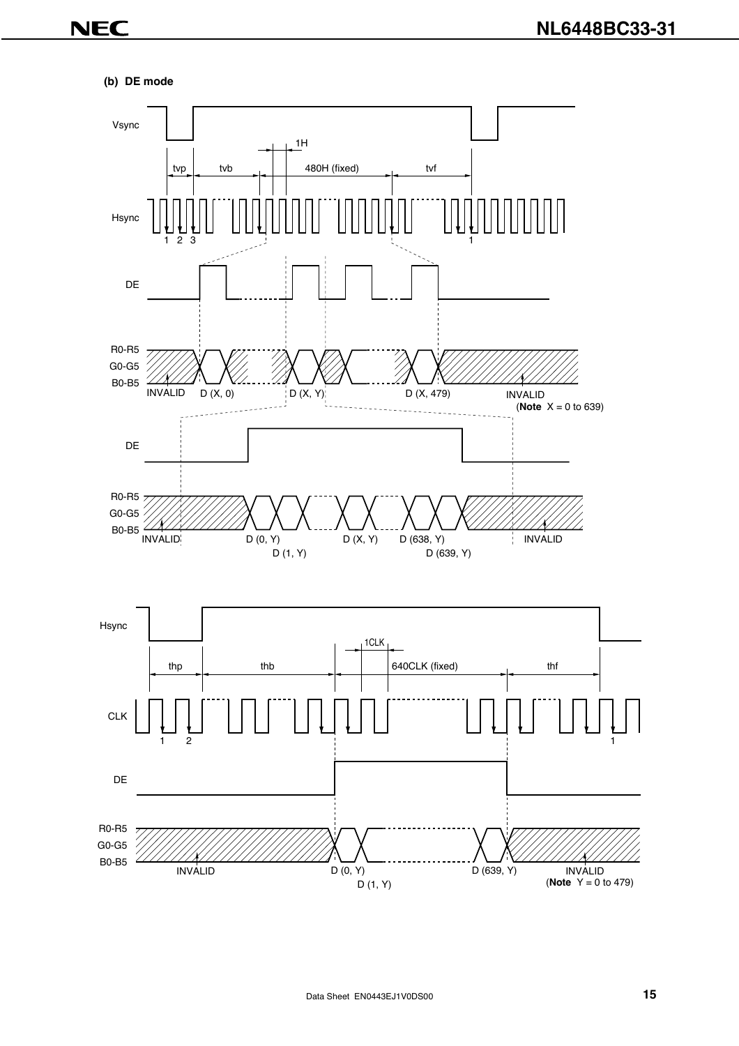**(b) DE mode**

Vsync

tvp tvb 1H 480H (fixed) tvf

Hsync

1 2 3 1

DE

R0-R5
G0-G5
B0-B5

INVALID D (X, 0) D (X, Y) D (X, 479) INVALID
(**Note** X = 0 to 639)

DE

R0-R5
G0-G5
B0-B5

INVALID D (0, Y) D (1, Y) D (X, Y) D (638, Y) D (639, Y) INVALID

Hsync

thp thb 1CLK 640CLK (fixed) thf

CLK

1 2 1

DE

R0-R5
G0-G5
B0-B5

INVALID D (0, Y) D (1, Y) D (639, Y) INVALID
(**Note** Y = 0 to 479)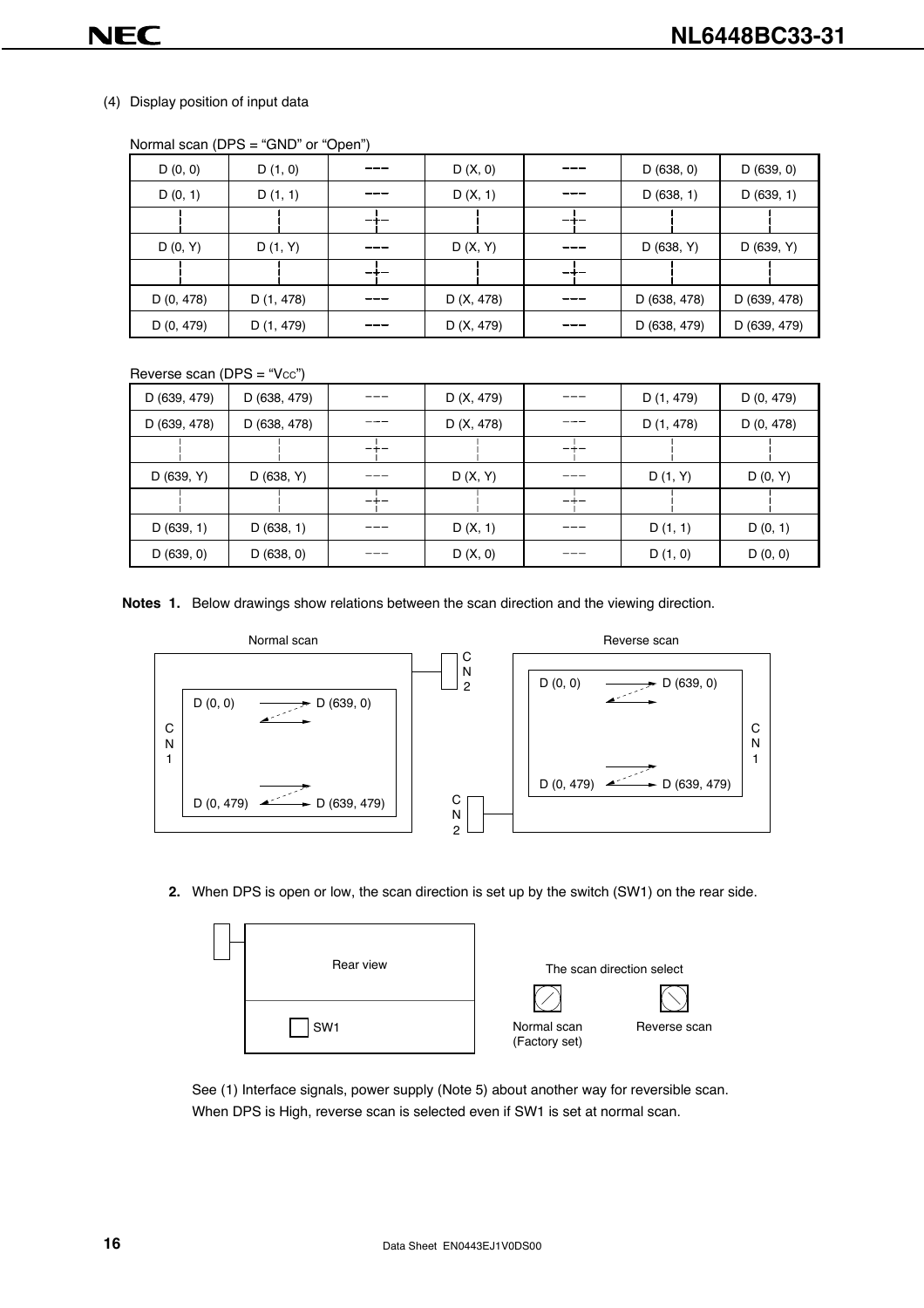(4) Display position of input data

Normal scan (DPS = "GND" or "Open")

| D (0, 0) | D (1, 0) | --- | D (X, 0) | --- | D (638, 0) | D (639, 0) |
|---|---|---|---|---|---|---|
| D (0, 1) | D (1, 1) | --- | D (X, 1) | --- | D (638, 1) | D (639, 1) |
| ¦ | ¦ | -¦- | ¦ | -¦- | ¦ | ¦ |
| D (0, Y) | D (1, Y) | --- | D (X, Y) | --- | D (638, Y) | D (639, Y) |
| ¦ | ¦ | -¦- | ¦ | -¦- | ¦ | ¦ |
| D (0, 478) | D (1, 478) | --- | D (X, 478) | --- | D (638, 478) | D (639, 478) |
| D (0, 479) | D (1, 479) | --- | D (X, 479) | --- | D (638, 479) | D (639, 479) |

Reverse scan (DPS = "$V_{CC}$")

| D (639, 479) | D (638, 479) | --- | D (X, 479) | --- | D (1, 479) | D (0, 479) |
|---|---|---|---|---|---|---|
| D (639, 478) | D (638, 478) | --- | D (X, 478) | --- | D (1, 478) | D (0, 478) |
| ¦ | ¦ | -¦- | ¦ | -¦- | ¦ | ¦ |
| D (639, Y) | D (638, Y) | --- | D (X, Y) | --- | D (1, Y) | D (0, Y) |
| ¦ | ¦ | -¦- | ¦ | -¦- | ¦ | ¦ |
| D (639, 1) | D (638, 1) | --- | D (X, 1) | --- | D (1, 1) | D (0, 1) |
| D (639, 0) | D (638, 0) | --- | D (X, 0) | --- | D (1, 0) | D (0, 0) |

**Notes 1.** Below drawings show relations between the scan direction and the viewing direction.

Normal scan: CN1 (left), CN2 (upper right); D (0, 0) → D (639, 0) ... D (0, 479) → D (639, 479)

Reverse scan: CN2 (lower left), CN1 (right); D (0, 0) → D (639, 0) ... D (0, 479) ← D (639, 479)

**2.** When DPS is open or low, the scan direction is set up by the switch (SW1) on the rear side.

Rear view: SW1

The scan direction select: Normal scan (Factory set) / Reverse scan

See (1) Interface signals, power supply (Note 5) about another way for reversible scan.
When DPS is High, reverse scan is selected even if SW1 is set at normal scan.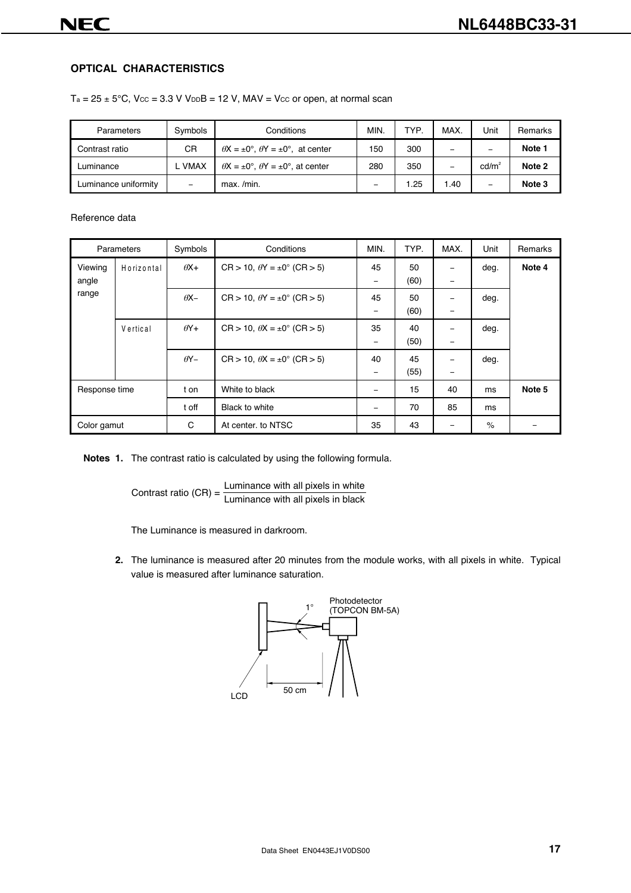## OPTICAL CHARACTERISTICS

$T_a = 25 \pm 5°C$, $V_{CC} = 3.3$ V $V_{DD}B = 12$ V, MAV = $V_{CC}$ or open, at normal scan

| Parameters | Symbols | Conditions | MIN. | TYP. | MAX. | Unit | Remarks |
|---|---|---|---|---|---|---|---|
| Contrast ratio | CR | $\theta X = \pm 0°$, $\theta Y = \pm 0°$, at center | 150 | 300 | – | – | **Note 1** |
| Luminance | L VMAX | $\theta X = \pm 0°$, $\theta Y = \pm 0°$, at center | 280 | 350 | – | cd/m² | **Note 2** |
| Luminance uniformity | – | max. /min. | – | 1.25 | 1.40 | – | **Note 3** |

Reference data

| Parameters | | Symbols | Conditions | MIN. | TYP. | MAX. | Unit | Remarks |
|---|---|---|---|---|---|---|---|---|
| Viewing angle range | Horizontal | $\theta X+$ | CR > 10, $\theta Y = \pm 0°$ (CR > 5) | 45<br>– | 50<br>(60) | –<br>– | deg. | **Note 4** |
| | | $\theta X-$ | CR > 10, $\theta Y = \pm 0°$ (CR > 5) | 45<br>– | 50<br>(60) | –<br>– | deg. | |
| | Vertical | $\theta Y+$ | CR > 10, $\theta X = \pm 0°$ (CR > 5) | 35<br>– | 40<br>(50) | –<br>– | deg. | |
| | | $\theta Y-$ | CR > 10, $\theta X = \pm 0°$ (CR > 5) | 40<br>– | 45<br>(55) | –<br>– | deg. | |
| Response time | | t on | White to black | – | 15 | 40 | ms | **Note 5** |
| | | t off | Black to white | – | 70 | 85 | ms | |
| Color gamut | | C | At center. to NTSC | 35 | 43 | – | % | – |

**Notes 1.** The contrast ratio is calculated by using the following formula.

$$\text{Contrast ratio (CR)} = \frac{\text{Luminance with all pixels in white}}{\text{Luminance with all pixels in black}}$$

The Luminance is measured in darkroom.

**2.** The luminance is measured after 20 minutes from the module works, with all pixels in white. Typical value is measured after luminance saturation.

1°

Photodetector (TOPCON BM-5A)

LCD

50 cm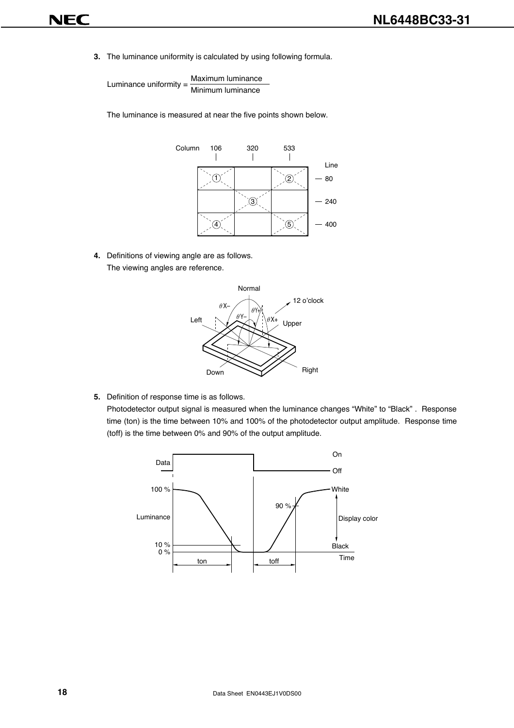**3.** The luminance uniformity is calculated by using following formula.

$$\text{Luminance uniformity} = \frac{\text{Maximum luminance}}{\text{Minimum luminance}}$$

The luminance is measured at near the five points shown below.

**4.** Definitions of viewing angle are as follows.
The viewing angles are reference.

**5.** Definition of response time is as follows.
Photodetector output signal is measured when the luminance changes “White” to “Black” . Response time (ton) is the time between 10% and 100% of the photodetector output amplitude. Response time (toff) is the time between 0% and 90% of the output amplitude.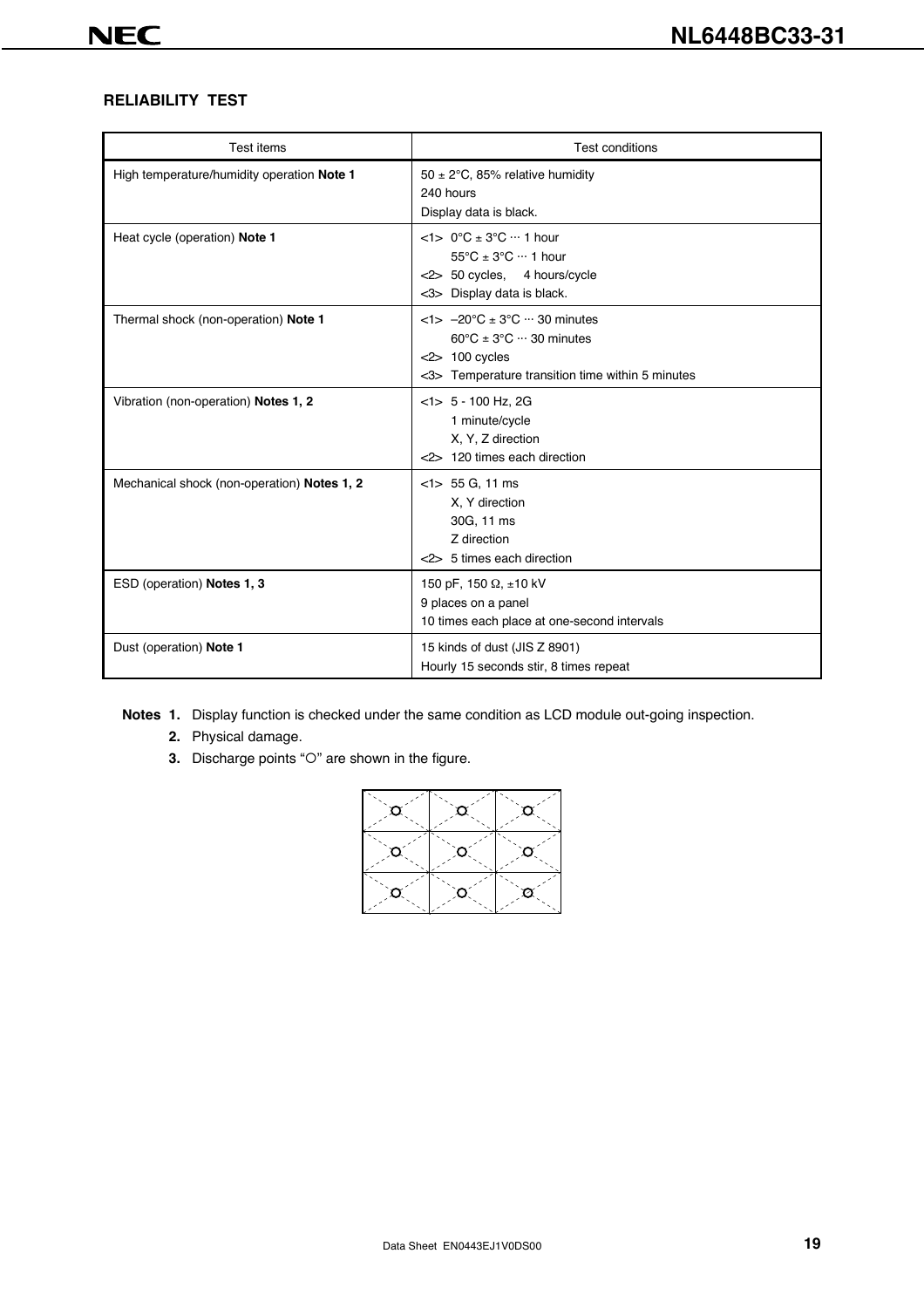## RELIABILITY TEST

| Test items | Test conditions |
| --- | --- |
| High temperature/humidity operation **Note 1** | 50 ± 2°C, 85% relative humidity<br>240 hours<br>Display data is black. |
| Heat cycle (operation) **Note 1** | <1> 0°C ± 3°C ··· 1 hour<br>55°C ± 3°C ··· 1 hour<br><2> 50 cycles, 4 hours/cycle<br><3> Display data is black. |
| Thermal shock (non-operation) **Note 1** | <1> –20°C ± 3°C ··· 30 minutes<br>60°C ± 3°C ··· 30 minutes<br><2> 100 cycles<br><3> Temperature transition time within 5 minutes |
| Vibration (non-operation) **Notes 1, 2** | <1> 5 - 100 Hz, 2G<br>1 minute/cycle<br>X, Y, Z direction<br><2> 120 times each direction |
| Mechanical shock (non-operation) **Notes 1, 2** | <1> 55 G, 11 ms<br>X, Y direction<br>30G, 11 ms<br>Z direction<br><2> 5 times each direction |
| ESD (operation) **Notes 1, 3** | 150 pF, 150 Ω, ±10 kV<br>9 places on a panel<br>10 times each place at one-second intervals |
| Dust (operation) **Note 1** | 15 kinds of dust (JIS Z 8901)<br>Hourly 15 seconds stir, 8 times repeat |

**Notes 1.** Display function is checked under the same condition as LCD module out-going inspection.

**2.** Physical damage.

**3.** Discharge points "○" are shown in the figure.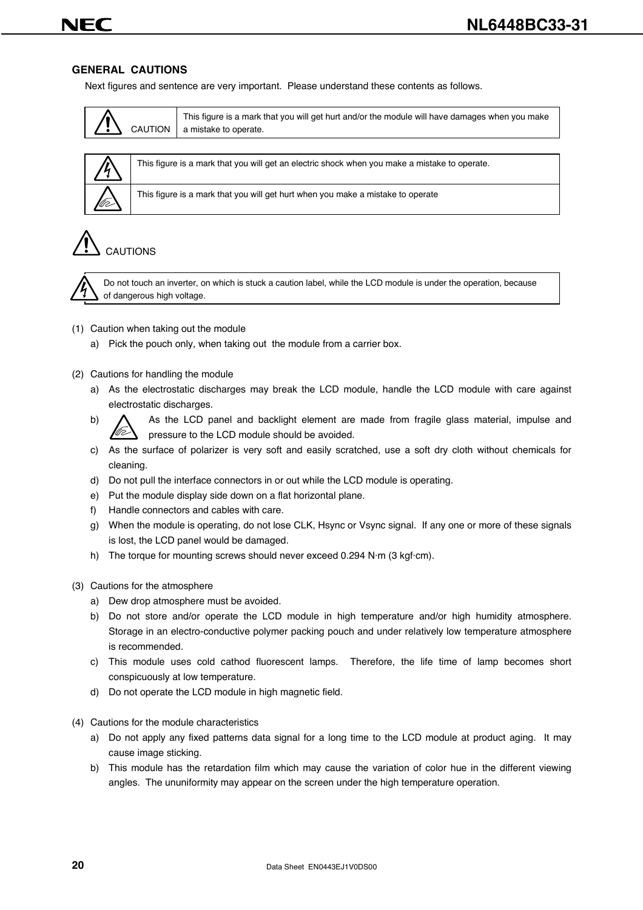## GENERAL CAUTIONS

Next figures and sentence are very important. Please understand these contents as follows.

| CAUTION | This figure is a mark that you will get hurt and/or the module will have damages when you make a mistake to operate. |
|---|---|

| | |
|---|---|
| | This figure is a mark that you will get an electric shock when you make a mistake to operate. |
| | This figure is a mark that you will get hurt when you make a mistake to operate |

## CAUTIONS

| | |
|---|---|
| | Do not touch an inverter, on which is stuck a caution label, while the LCD module is under the operation, because of dangerous high voltage. |

(1) Caution when taking out the module

a) Pick the pouch only, when taking out the module from a carrier box.

(2) Cautions for handling the module

a) As the electrostatic discharges may break the LCD module, handle the LCD module with care against electrostatic discharges.

b) As the LCD panel and backlight element are made from fragile glass material, impulse and pressure to the LCD module should be avoided.

c) As the surface of polarizer is very soft and easily scratched, use a soft dry cloth without chemicals for cleaning.

d) Do not pull the interface connectors in or out while the LCD module is operating.

e) Put the module display side down on a flat horizontal plane.

f) Handle connectors and cables with care.

g) When the module is operating, do not lose CLK, Hsync or Vsync signal. If any one or more of these signals is lost, the LCD panel would be damaged.

h) The torque for mounting screws should never exceed 0.294 N·m (3 kgf·cm).

(3) Cautions for the atmosphere

a) Dew drop atmosphere must be avoided.

b) Do not store and/or operate the LCD module in high temperature and/or high humidity atmosphere. Storage in an electro-conductive polymer packing pouch and under relatively low temperature atmosphere is recommended.

c) This module uses cold cathod fluorescent lamps. Therefore, the life time of lamp becomes short conspicuously at low temperature.

d) Do not operate the LCD module in high magnetic field.

(4) Cautions for the module characteristics

a) Do not apply any fixed patterns data signal for a long time to the LCD module at product aging. It may cause image sticking.

b) This module has the retardation film which may cause the variation of color hue in the different viewing angles. The ununiformity may appear on the screen under the high temperature operation.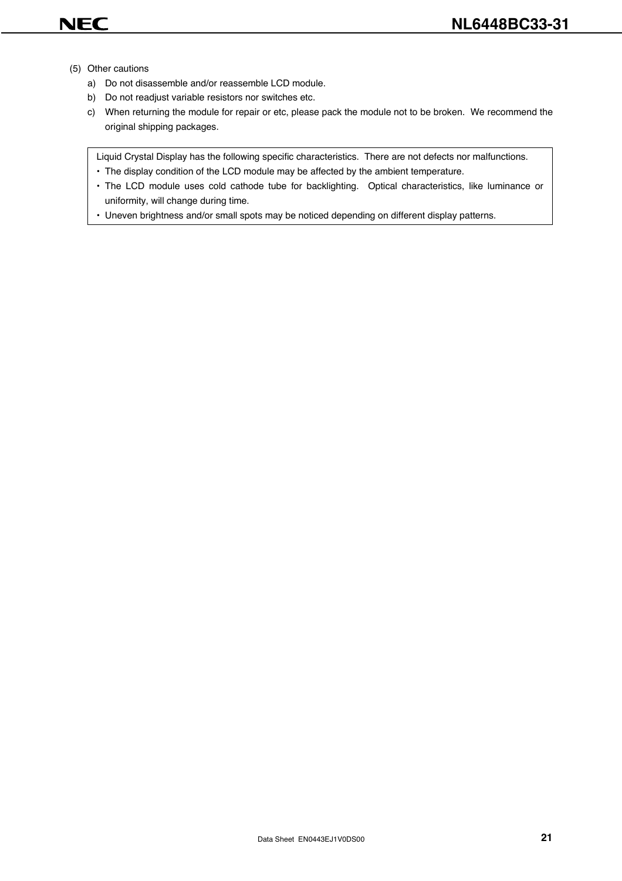(5) Other cautions

a) Do not disassemble and/or reassemble LCD module.

b) Do not readjust variable resistors nor switches etc.

c) When returning the module for repair or etc, please pack the module not to be broken. We recommend the original shipping packages.

> Liquid Crystal Display has the following specific characteristics. There are not defects nor malfunctions.
>
> - The display condition of the LCD module may be affected by the ambient temperature.
> - The LCD module uses cold cathode tube for backlighting. Optical characteristics, like luminance or uniformity, will change during time.
> - Uneven brightness and/or small spots may be noticed depending on different display patterns.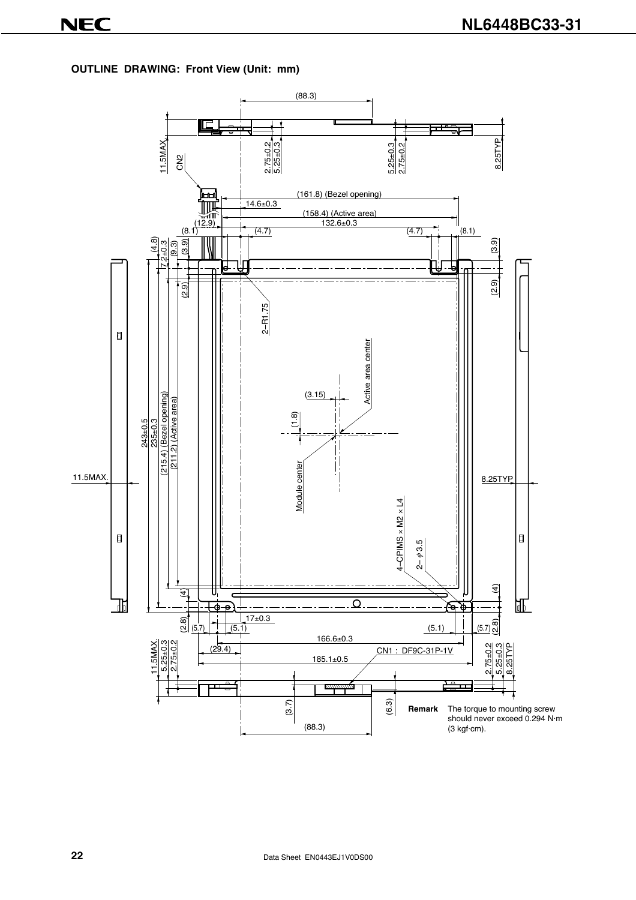**OUTLINE DRAWING: Front View (Unit: mm)**

(88.3)

11.5MAX. 2.75±0.2 5.25±0.3 5.25±0.3 2.75±0.2 8.25TYP

CN2

(161.8) (Bezel opening)
14.6±0.3
(158.4) (Active area)
(12.9) 132.6±0.3
(8.1) (4.7) (4.7) (8.1)

(4.8) 7.2±0.3 (9.3) (3.9) (3.9)
(2.9) (2.9)

2–R1.75

Active area center

(3.15)

(1.8)

243±0.5
235±0.3
(215.4) (Bezel opening)
(211.2) (Active area)

11.5MAX. 8.25TYP

Module center

4–CPIMS × M2 × L4

2– φ3.5

(4) (4)

(2.8) (5.7) (5.1) 17±0.3 (5.1) (5.7) (2.8)

166.6±0.3
(29.4) CN1 : DF9C-31P-1V
185.1±0.5

11.5MAX. 5.25±0.3 2.75±0.2 2.75±0.2 5.25±0.3 8.25TYP

(3.7) (6.3)

(88.3)

**Remark** The torque to mounting screw should never exceed 0.294 N·m (3 kgf·cm).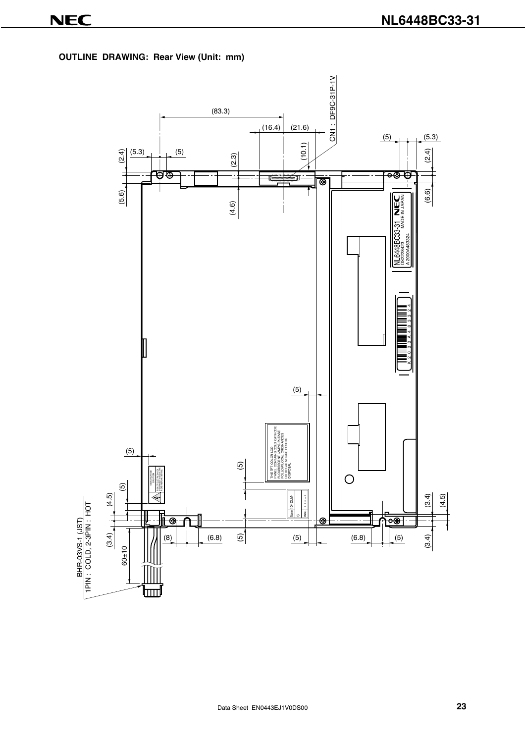**OUTLINE DRAWING: Rear View (Unit: mm)**

CN1 : DF9C-31P-1V

(83.3)

(16.4) (21.6)

(10.1)

(2.3)

(4.6)

(2.4) (5.3) (5)

(5.6)

(5) (5.3)

(2.4)

(6.6)

NL6448BC33-31 NEC
DS223423 MADE IN JAPAN
A 2000A483324

K 2 0 0 0 A 4 8 3 3 2 4

(5)

THE TFT COLOR LCD
PANEL CONTAINS COLD CATHODE
FLUORESCENT LAMPS. PLEASE
FOLLOW LOCAL ORDINANCES
OR REGULATIONS FOR ITS
DISPOSAL.

(5)

(5)

(5)

(4.5)

(3.4)

(3.4)

(4.5)

(3.4)

(8) (6.8) (5) (5) (6.8) (5)

60±10

BHR-03VS-1 (JST)
1PIN : COLD, 2-3PIN : HOT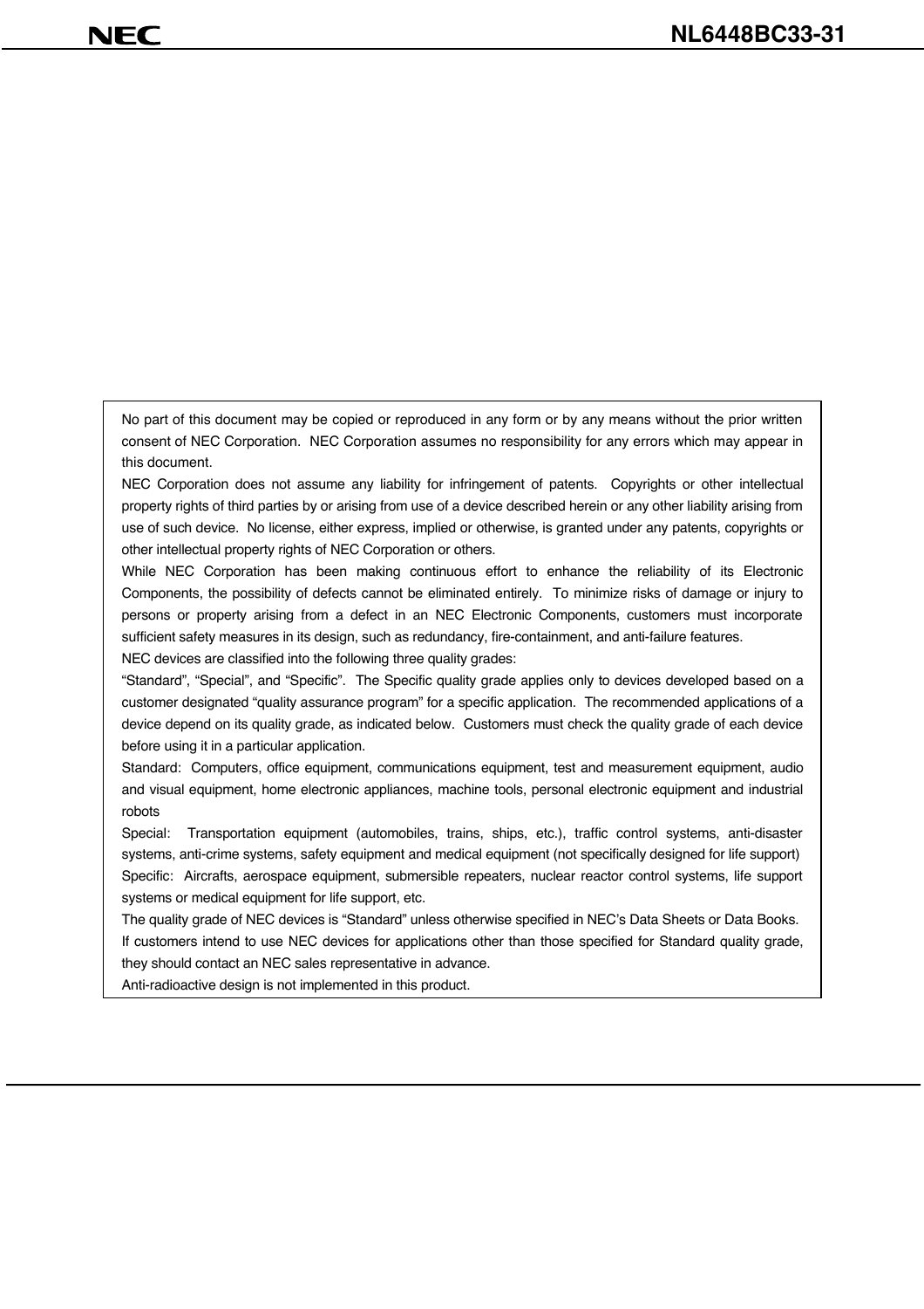No part of this document may be copied or reproduced in any form or by any means without the prior written consent of NEC Corporation. NEC Corporation assumes no responsibility for any errors which may appear in this document.

NEC Corporation does not assume any liability for infringement of patents. Copyrights or other intellectual property rights of third parties by or arising from use of a device described herein or any other liability arising from use of such device. No license, either express, implied or otherwise, is granted under any patents, copyrights or other intellectual property rights of NEC Corporation or others.

While NEC Corporation has been making continuous effort to enhance the reliability of its Electronic Components, the possibility of defects cannot be eliminated entirely. To minimize risks of damage or injury to persons or property arising from a defect in an NEC Electronic Components, customers must incorporate sufficient safety measures in its design, such as redundancy, fire-containment, and anti-failure features.

NEC devices are classified into the following three quality grades:

"Standard", "Special", and "Specific". The Specific quality grade applies only to devices developed based on a customer designated "quality assurance program" for a specific application. The recommended applications of a device depend on its quality grade, as indicated below. Customers must check the quality grade of each device before using it in a particular application.

Standard: Computers, office equipment, communications equipment, test and measurement equipment, audio and visual equipment, home electronic appliances, machine tools, personal electronic equipment and industrial robots

Special: Transportation equipment (automobiles, trains, ships, etc.), traffic control systems, anti-disaster systems, anti-crime systems, safety equipment and medical equipment (not specifically designed for life support)

Specific: Aircrafts, aerospace equipment, submersible repeaters, nuclear reactor control systems, life support systems or medical equipment for life support, etc.

The quality grade of NEC devices is "Standard" unless otherwise specified in NEC's Data Sheets or Data Books.

If customers intend to use NEC devices for applications other than those specified for Standard quality grade, they should contact an NEC sales representative in advance.

Anti-radioactive design is not implemented in this product.